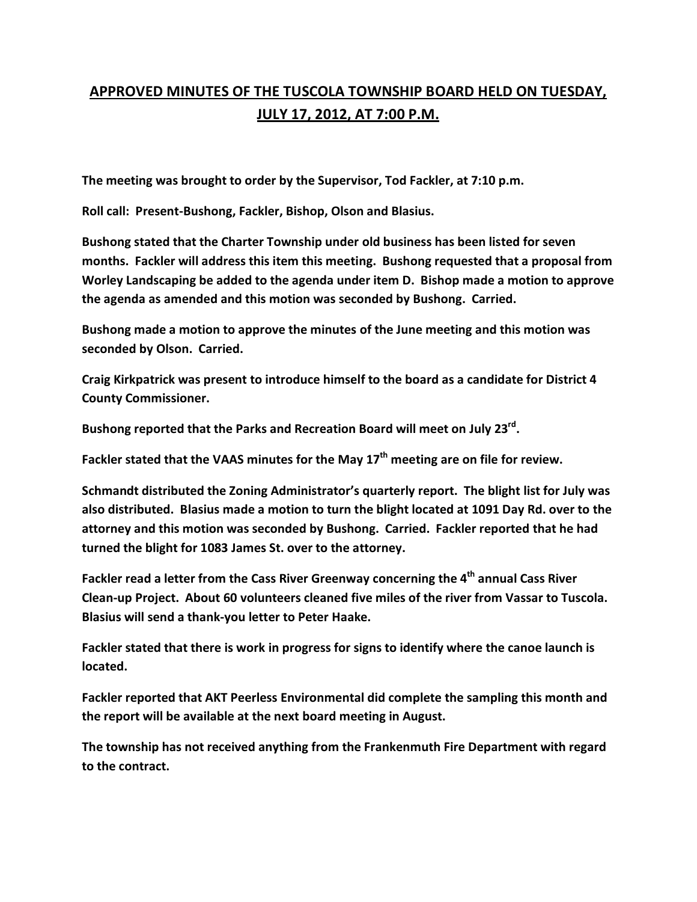# APPROVED MINUTES OF THE TUSCOLA TOWNSHIP BOARD HELD ON TUESDAY, JULY 17, 2012, AT 7:00 P.M.

**The meeting was brought to order by the Supervisor, Tod Fackler, at 7:10 p.m.**

**Roll call: Present-Bushong, Fackler, Bishop, Olson and Blasius.**

**Bushong stated that the Charter Township under old business has been listed for seven months. Fackler will address this item this meeting. Bushong requested that a proposal from Worley Landscaping be added to the agenda under item D. Bishop made a motion to approve the agenda as amended and this motion was seconded by Bushong. Carried.**

**Bushong made a motion to approve the minutes of the June meeting and this motion was seconded by Olson. Carried.**

**Craig Kirkpatrick was present to introduce himself to the board as a candidate for District 4 County Commissioner.**

**Bushong reported that the Parks and Recreation Board will meet on July 23rd.**

**Fackler stated that the VAAS minutes for the May 17th meeting are on file for review.**

**Schmandt distributed the Zoning Administrator's quarterly report. The blight list for July was also distributed. Blasius made a motion to turn the blight located at 1091 Day Rd. over to the attorney and this motion was seconded by Bushong. Carried. Fackler reported that he had turned the blight for 1083 James St. over to the attorney.**

**Fackler read a letter from the Cass River Greenway concerning the 4th annual Cass River Clean-up Project. About 60 volunteers cleaned five miles of the river from Vassar to Tuscola. Blasius will send a thank-you letter to Peter Haake.**

**Fackler stated that there is work in progress for signs to identify where the canoe launch is located.**

**Fackler reported that AKT Peerless Environmental did complete the sampling this month and the report will be available at the next board meeting in August.**

**The township has not received anything from the Frankenmuth Fire Department with regard to the contract.**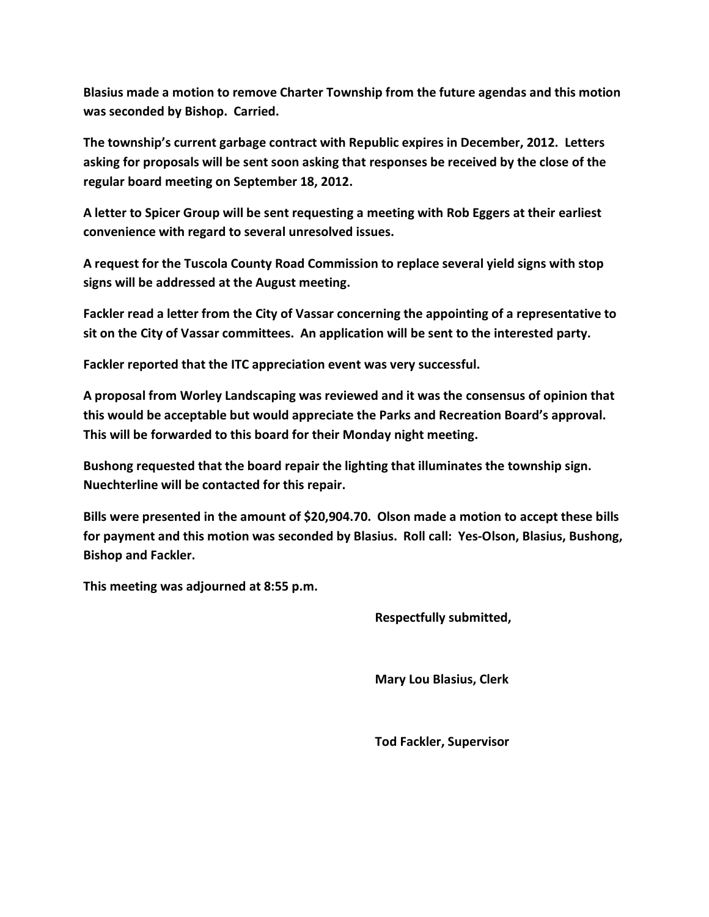**Blasius made a motion to remove Charter Township from the future agendas and this motion was seconded by Bishop. Carried.**

**The township's current garbage contract with Republic expires in December, 2012. Letters asking for proposals will be sent soon asking that responses be received by the close of the regular board meeting on September 18, 2012.**

**A letter to Spicer Group will be sent requesting a meeting with Rob Eggers at their earliest convenience with regard to several unresolved issues.**

**A request for the Tuscola County Road Commission to replace several yield signs with stop signs will be addressed at the August meeting.**

**Fackler read a letter from the City of Vassar concerning the appointing of a representative to sit on the City of Vassar committees. An application will be sent to the interested party.**

**Fackler reported that the ITC appreciation event was very successful.**

**A proposal from Worley Landscaping was reviewed and it was the consensus of opinion that this would be acceptable but would appreciate the Parks and Recreation Board's approval. This will be forwarded to this board for their Monday night meeting.**

**Bushong requested that the board repair the lighting that illuminates the township sign. Nuechterline will be contacted for this repair.**

**Bills were presented in the amount of $20,904.70. Olson made a motion to accept these bills for payment and this motion was seconded by Blasius. Roll call: Yes-Olson, Blasius, Bushong, Bishop and Fackler.**

**This meeting was adjourned at 8:55 p.m.**

**Respectfully submitted,**

**Mary Lou Blasius, Clerk**

**Tod Fackler, Supervisor**